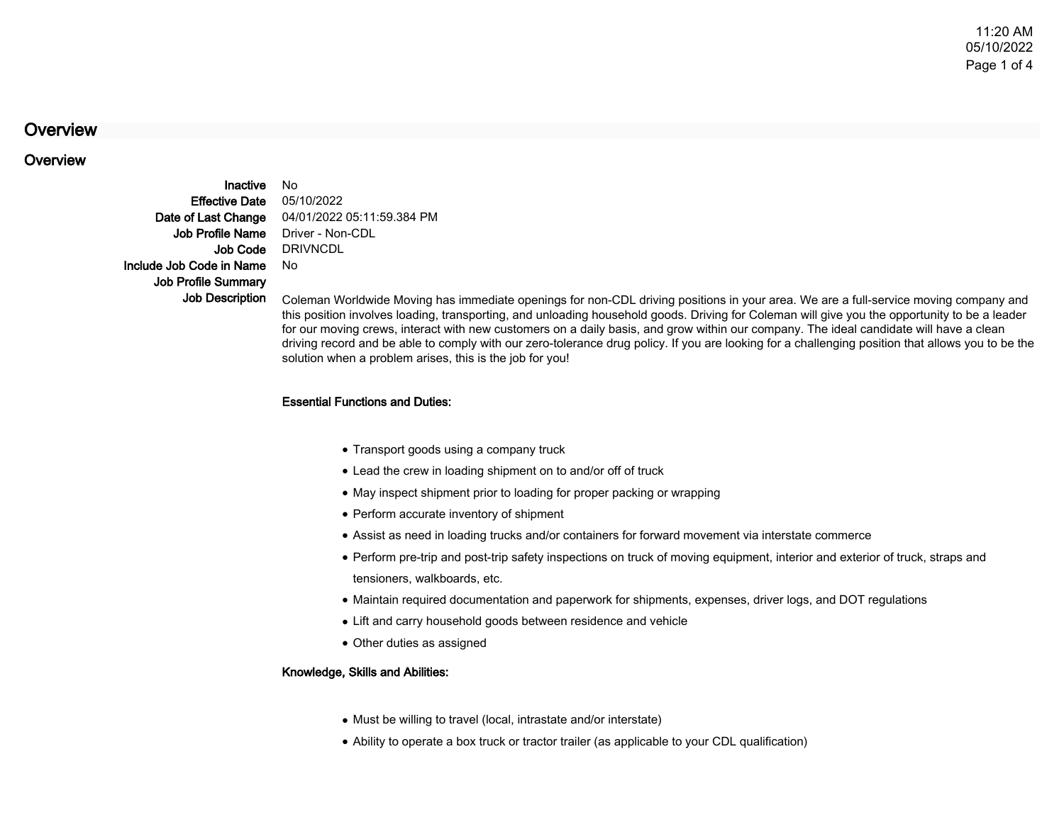# Overview

## Overview

**Inactive** No

**Effective Date** 05/10/2022

**Date of Last Change** 04/01/2022 05:11:59.384 PM

**Job Profile Name** Driver - Non-CDL

**Job Code** DRIVNCDL

**Include Job Code in Name** No

**Job Profile Summary**

**Job Description**

Coleman Worldwide Moving has immediate openings for non-CDL driving positions in your area. We are a full-service moving company and this position involves loading, transporting, and unloading household goods. Driving for Coleman will give you the opportunity to be a leader for our moving crews, interact with new customers on a daily basis, and grow within our company. The ideal candidate will have a clean driving record and be able to comply with our zero-tolerance drug policy. If you are looking for a challenging position that allows you to be the solution when a problem arises, this is the job for you!

**Essential Functions and Duties:**

- Transport goods using a company truck
- Lead the crew in loading shipment on to and/or off of truck
- May inspect shipment prior to loading for proper packing or wrapping
- Perform accurate inventory of shipment
- Assist as need in loading trucks and/or containers for forward movement via interstate commerce
- Perform pre-trip and post-trip safety inspections on truck of moving equipment, interior and exterior of truck, straps and tensioners, walkboards, etc.
- Maintain required documentation and paperwork for shipments, expenses, driver logs, and DOT regulations
- Lift and carry household goods between residence and vehicle
- Other duties as assigned

**Knowledge, Skills and Abilities:**

- Must be willing to travel (local, intrastate and/or interstate)
- Ability to operate a box truck or tractor trailer (as applicable to your CDL qualification)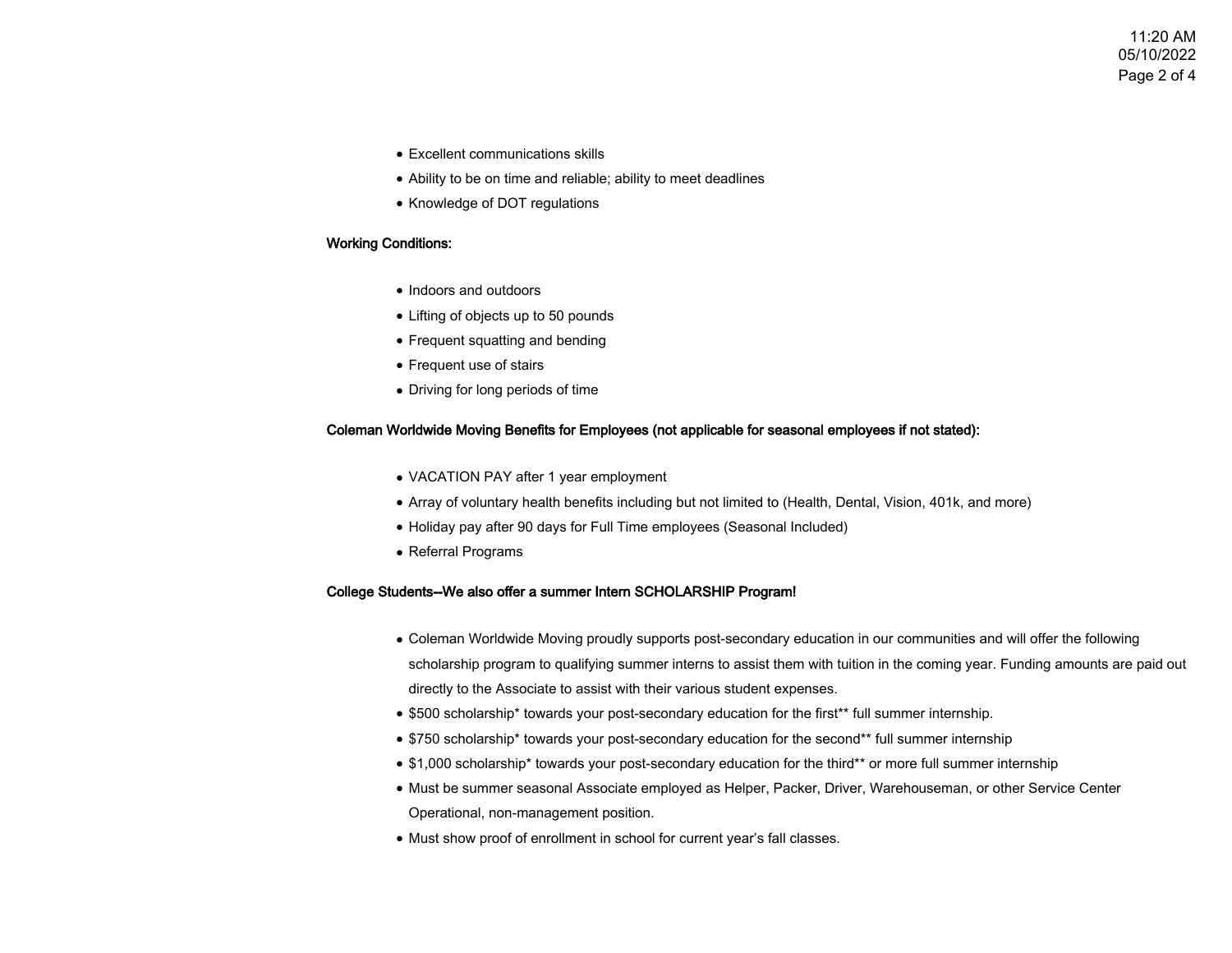- Excellent communications skills
- Ability to be on time and reliable; ability to meet deadlines
- Knowledge of DOT regulations

**Working Conditions:**

- Indoors and outdoors
- Lifting of objects up to 50 pounds
- Frequent squatting and bending
- Frequent use of stairs
- Driving for long periods of time

**Coleman Worldwide Moving Benefits for Employees (not applicable for seasonal employees if not stated):**

- VACATION PAY after 1 year employment
- Array of voluntary health benefits including but not limited to (Health, Dental, Vision, 401k, and more)
- Holiday pay after 90 days for Full Time employees (Seasonal Included)
- Referral Programs

**College Students--We also offer a summer Intern SCHOLARSHIP Program!**

- Coleman Worldwide Moving proudly supports post-secondary education in our communities and will offer the following scholarship program to qualifying summer interns to assist them with tuition in the coming year. Funding amounts are paid out directly to the Associate to assist with their various student expenses.
- $500 scholarship* towards your post-secondary education for the first** full summer internship.
- $750 scholarship* towards your post-secondary education for the second** full summer internship
- $1,000 scholarship* towards your post-secondary education for the third** or more full summer internship
- Must be summer seasonal Associate employed as Helper, Packer, Driver, Warehouseman, or other Service Center Operational, non-management position.
- Must show proof of enrollment in school for current year's fall classes.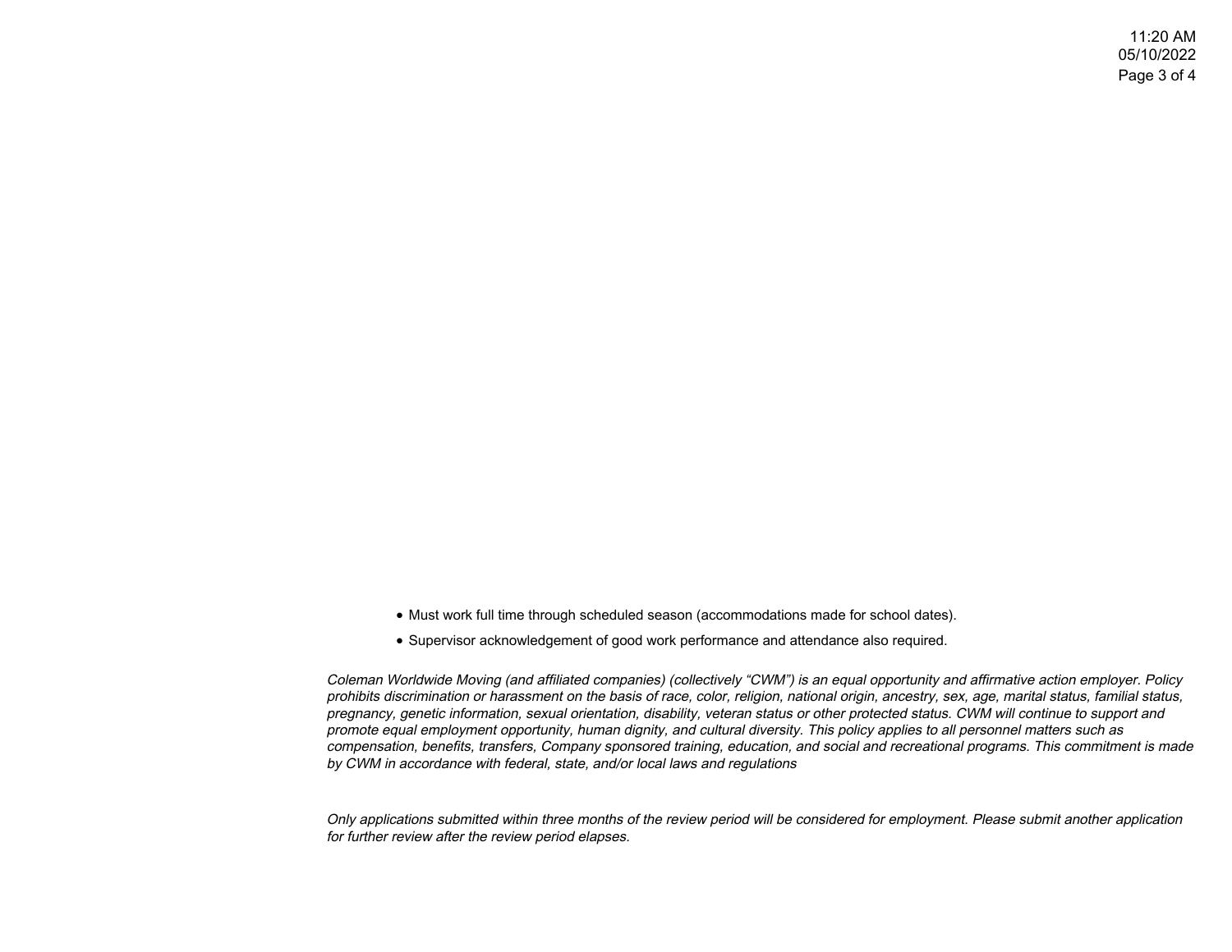- Must work full time through scheduled season (accommodations made for school dates).
- Supervisor acknowledgement of good work performance and attendance also required.

*Coleman Worldwide Moving (and affiliated companies) (collectively "CWM") is an equal opportunity and affirmative action employer. Policy prohibits discrimination or harassment on the basis of race, color, religion, national origin, ancestry, sex, age, marital status, familial status, pregnancy, genetic information, sexual orientation, disability, veteran status or other protected status. CWM will continue to support and promote equal employment opportunity, human dignity, and cultural diversity. This policy applies to all personnel matters such as compensation, benefits, transfers, Company sponsored training, education, and social and recreational programs. This commitment is made by CWM in accordance with federal, state, and/or local laws and regulations*

*Only applications submitted within three months of the review period will be considered for employment. Please submit another application for further review after the review period elapses.*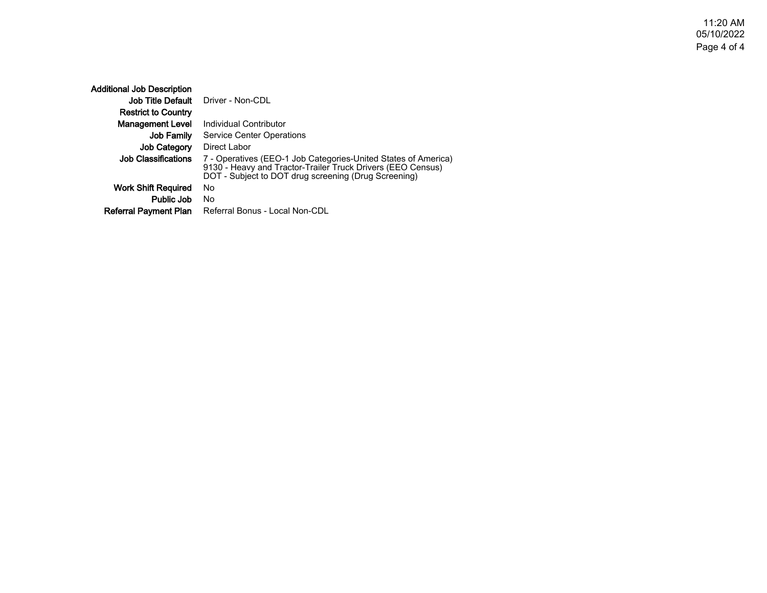**Additional Job Description**

| | |
|---|---|
| **Job Title Default** | Driver - Non-CDL |
| **Restrict to Country** | |
| **Management Level** | Individual Contributor |
| **Job Family** | Service Center Operations |
| **Job Category** | Direct Labor |
| **Job Classifications** | 7 - Operatives (EEO-1 Job Categories-United States of America)<br>9130 - Heavy and Tractor-Trailer Truck Drivers (EEO Census)<br>DOT - Subject to DOT drug screening (Drug Screening) |
| **Work Shift Required** | No |
| **Public Job** | No |
| **Referral Payment Plan** | Referral Bonus - Local Non-CDL |